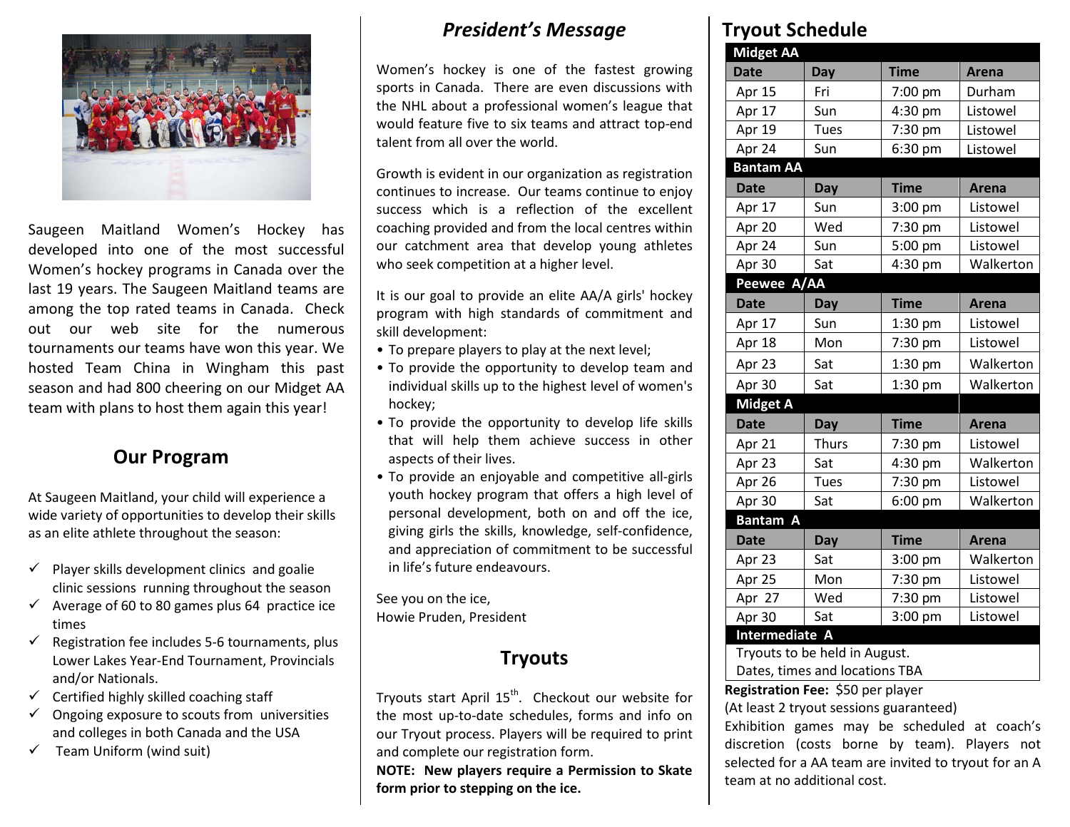Saugeen Maitland Women's Hockey has developed into one of the most successful Women's hockey programs in Canada over the last 19 years. The Saugeen Maitland teams are among the top rated teams in Canada. Check out our web site for the numerous tournaments our teams have won this year. We hosted Team China in Wingham this past season and had 800 cheering on our Midget AA team with plans to host them again this year!

## Our Program

At Saugeen Maitland, your child will experience a wide variety of opportunities to develop their skills as an elite athlete throughout the season:

- ✓ Player skills development clinics and goalie clinic sessions running throughout the season
- ✓ Average of 60 to 80 games plus 64 practice ice times
- ✓ Registration fee includes 5-6 tournaments, plus Lower Lakes Year-End Tournament, Provincials and/or Nationals.
- ✓ Certified highly skilled coaching staff
- ✓ Ongoing exposure to scouts from universities and colleges in both Canada and the USA
- ✓ Team Uniform (wind suit)

## *President's Message*

Women's hockey is one of the fastest growing sports in Canada. There are even discussions with the NHL about a professional women's league that would feature five to six teams and attract top-end talent from all over the world.

Growth is evident in our organization as registration continues to increase. Our teams continue to enjoy success which is a reflection of the excellent coaching provided and from the local centres within our catchment area that develop young athletes who seek competition at a higher level.

It is our goal to provide an elite AA/A girls' hockey program with high standards of commitment and skill development:

- To prepare players to play at the next level;
- To provide the opportunity to develop team and individual skills up to the highest level of women's hockey;
- To provide the opportunity to develop life skills that will help them achieve success in other aspects of their lives.
- To provide an enjoyable and competitive all-girls youth hockey program that offers a high level of personal development, both on and off the ice, giving girls the skills, knowledge, self-confidence, and appreciation of commitment to be successful in life's future endeavours.

See you on the ice,
Howie Pruden, President

## Tryouts

Tryouts start April 15th. Checkout our website for the most up-to-date schedules, forms and info on our Tryout process. Players will be required to print and complete our registration form.

**NOTE: New players require a Permission to Skate form prior to stepping on the ice.**

## Tryout Schedule

| **Midget AA** | | | |
|---|---|---|---|
| **Date** | **Day** | **Time** | **Arena** |
| Apr 15 | Fri | 7:00 pm | Durham |
| Apr 17 | Sun | 4:30 pm | Listowel |
| Apr 19 | Tues | 7:30 pm | Listowel |
| Apr 24 | Sun | 6:30 pm | Listowel |
| **Bantam AA** | | | |
| **Date** | **Day** | **Time** | **Arena** |
| Apr 17 | Sun | 3:00 pm | Listowel |
| Apr 20 | Wed | 7:30 pm | Listowel |
| Apr 24 | Sun | 5:00 pm | Listowel |
| Apr 30 | Sat | 4:30 pm | Walkerton |
| **Peewee A/AA** | | | |
| **Date** | **Day** | **Time** | **Arena** |
| Apr 17 | Sun | 1:30 pm | Listowel |
| Apr 18 | Mon | 7:30 pm | Listowel |
| Apr 23 | Sat | 1:30 pm | Walkerton |
| Apr 30 | Sat | 1:30 pm | Walkerton |
| **Midget A** | | | |
| **Date** | **Day** | **Time** | **Arena** |
| Apr 21 | Thurs | 7:30 pm | Listowel |
| Apr 23 | Sat | 4:30 pm | Walkerton |
| Apr 26 | Tues | 7:30 pm | Listowel |
| Apr 30 | Sat | 6:00 pm | Walkerton |
| **Bantam A** | | | |
| **Date** | **Day** | **Time** | **Arena** |
| Apr 23 | Sat | 3:00 pm | Walkerton |
| Apr 25 | Mon | 7:30 pm | Listowel |
| Apr 27 | Wed | 7:30 pm | Listowel |
| Apr 30 | Sat | 3:00 pm | Listowel |
| **Intermediate A** | | | |
| Tryouts to be held in August. Dates, times and locations TBA | | | |

**Registration Fee:** $50 per player
(At least 2 tryout sessions guaranteed)
Exhibition games may be scheduled at coach's discretion (costs borne by team). Players not selected for a AA team are invited to tryout for an A team at no additional cost.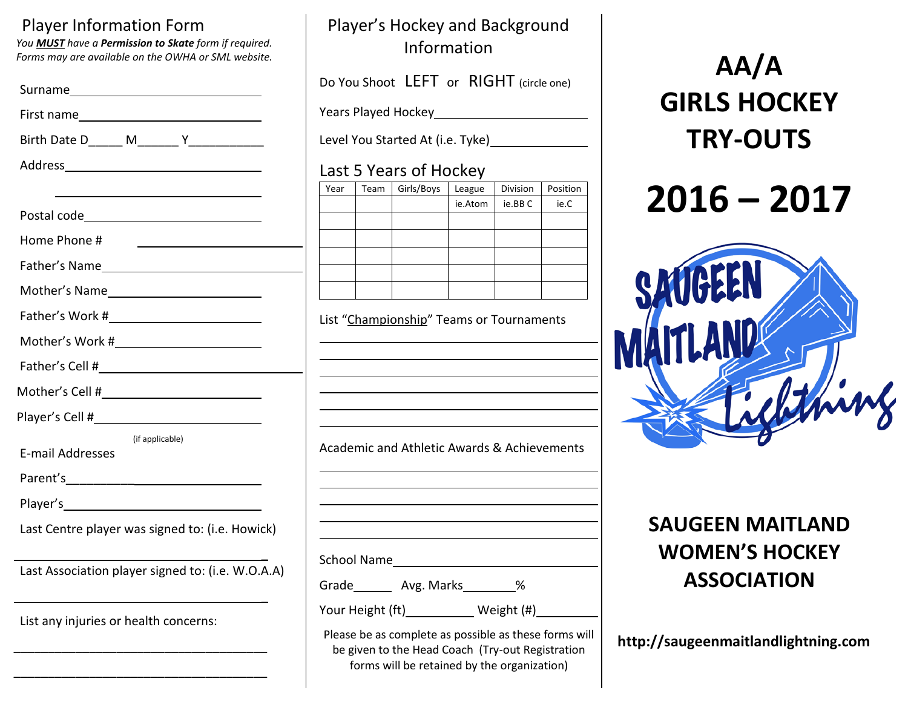## Player Information Form

*You **MUST** have a **Permission to Skate** form if required. Forms may are available on the OWHA or SML website.*

Surname\_\_\_\_\_\_\_\_\_\_\_\_\_\_\_\_\_\_\_\_\_\_\_\_\_\_\_\_

First name\_\_\_\_\_\_\_\_\_\_\_\_\_\_\_\_\_\_\_\_\_\_\_\_\_\_\_\_

Birth Date D\_\_\_\_\_ M\_\_\_\_\_\_ Y\_\_\_\_\_\_\_\_\_\_\_

Address\_\_\_\_\_\_\_\_\_\_\_\_\_\_\_\_\_\_\_\_\_\_\_\_\_\_\_\_

\_\_\_\_\_\_\_\_\_\_\_\_\_\_\_\_\_\_\_\_\_\_\_\_\_\_\_\_

Postal code\_\_\_\_\_\_\_\_\_\_\_\_\_\_\_\_\_\_\_\_\_\_\_\_\_\_\_\_

Home Phone # \_\_\_\_\_\_\_\_\_\_\_\_\_\_\_\_\_\_\_\_\_\_\_\_\_\_\_\_

Father's Name\_\_\_\_\_\_\_\_\_\_\_\_\_\_\_\_\_\_\_\_\_\_\_\_\_\_\_\_

Mother's Name\_\_\_\_\_\_\_\_\_\_\_\_\_\_\_\_\_\_\_\_\_\_\_\_\_\_\_\_

Father's Work #\_\_\_\_\_\_\_\_\_\_\_\_\_\_\_\_\_\_\_\_\_\_\_\_\_\_\_\_

Mother's Work #\_\_\_\_\_\_\_\_\_\_\_\_\_\_\_\_\_\_\_\_\_\_\_\_\_\_\_\_

Father's Cell #\_\_\_\_\_\_\_\_\_\_\_\_\_\_\_\_\_\_\_\_\_\_\_\_\_\_\_\_

Mother's Cell #\_\_\_\_\_\_\_\_\_\_\_\_\_\_\_\_\_\_\_\_\_\_\_\_\_\_\_\_

Player's Cell #\_\_\_\_\_\_\_\_\_\_\_\_\_\_\_\_\_\_\_\_\_\_\_\_\_\_\_\_

(if applicable)

E-mail Addresses

Parent's\_\_\_\_\_\_\_\_\_\_\_\_\_\_\_\_\_\_\_\_\_\_\_\_\_\_\_\_

Player's\_\_\_\_\_\_\_\_\_\_\_\_\_\_\_\_\_\_\_\_\_\_\_\_\_\_\_\_

Last Centre player was signed to: (i.e. Howick)

\_\_\_\_\_\_\_\_\_\_\_\_\_\_\_\_\_\_\_\_\_\_\_\_\_\_\_\_\_\_\_\_\_\_\_\_\_\_

Last Association player signed to: (i.e. W.O.A.A)

\_\_\_\_\_\_\_\_\_\_\_\_\_\_\_\_\_\_\_\_\_\_\_\_\_\_\_\_\_\_\_\_\_\_\_\_\_\_

List any injuries or health concerns:

\_\_\_\_\_\_\_\_\_\_\_\_\_\_\_\_\_\_\_\_\_\_\_\_\_\_\_\_\_\_\_\_\_\_\_\_\_\_

\_\_\_\_\_\_\_\_\_\_\_\_\_\_\_\_\_\_\_\_\_\_\_\_\_\_\_\_\_\_\_\_\_\_\_\_\_\_

## Player's Hockey and Background Information

Do You Shoot LEFT or RIGHT (circle one)

Years Played Hockey\_\_\_\_\_\_\_\_\_\_\_\_\_\_\_\_\_\_\_\_\_\_\_\_\_\_\_\_

Level You Started At (i.e. Tyke)\_\_\_\_\_\_\_\_\_\_\_\_\_\_\_\_

### Last 5 Years of Hockey

| Year | Team | Girls/Boys | League | Division | Position |
|---|---|---|---|---|---|
| | | | ie.Atom | ie.BB C | ie.C |
| | | | | | |
| | | | | | |
| | | | | | |
| | | | | | |
| | | | | | |

List "Championship" Teams or Tournaments

\_\_\_\_\_\_\_\_\_\_\_\_\_\_\_\_\_\_\_\_\_\_\_\_\_\_\_\_\_\_\_\_\_\_\_\_\_\_

\_\_\_\_\_\_\_\_\_\_\_\_\_\_\_\_\_\_\_\_\_\_\_\_\_\_\_\_\_\_\_\_\_\_\_\_\_\_

\_\_\_\_\_\_\_\_\_\_\_\_\_\_\_\_\_\_\_\_\_\_\_\_\_\_\_\_\_\_\_\_\_\_\_\_\_\_

\_\_\_\_\_\_\_\_\_\_\_\_\_\_\_\_\_\_\_\_\_\_\_\_\_\_\_\_\_\_\_\_\_\_\_\_\_\_

\_\_\_\_\_\_\_\_\_\_\_\_\_\_\_\_\_\_\_\_\_\_\_\_\_\_\_\_\_\_\_\_\_\_\_\_\_\_

\_\_\_\_\_\_\_\_\_\_\_\_\_\_\_\_\_\_\_\_\_\_\_\_\_\_\_\_\_\_\_\_\_\_\_\_\_\_

Academic and Athletic Awards & Achievements

\_\_\_\_\_\_\_\_\_\_\_\_\_\_\_\_\_\_\_\_\_\_\_\_\_\_\_\_\_\_\_\_\_\_\_\_\_\_

\_\_\_\_\_\_\_\_\_\_\_\_\_\_\_\_\_\_\_\_\_\_\_\_\_\_\_\_\_\_\_\_\_\_\_\_\_\_

\_\_\_\_\_\_\_\_\_\_\_\_\_\_\_\_\_\_\_\_\_\_\_\_\_\_\_\_\_\_\_\_\_\_\_\_\_\_

\_\_\_\_\_\_\_\_\_\_\_\_\_\_\_\_\_\_\_\_\_\_\_\_\_\_\_\_\_\_\_\_\_\_\_\_\_\_

\_\_\_\_\_\_\_\_\_\_\_\_\_\_\_\_\_\_\_\_\_\_\_\_\_\_\_\_\_\_\_\_\_\_\_\_\_\_

School Name\_\_\_\_\_\_\_\_\_\_\_\_\_\_\_\_\_\_\_\_\_\_\_\_\_\_\_\_

Grade\_\_\_\_\_\_ Avg. Marks\_\_\_\_\_\_\_\_%

Your Height (ft)\_\_\_\_\_\_\_\_\_\_ Weight (#)\_\_\_\_\_\_\_\_\_\_

Please be as complete as possible as these forms will be given to the Head Coach (Try-out Registration forms will be retained by the organization)

# AA/A GIRLS HOCKEY TRY-OUTS

# 2016 – 2017

SAUGEEN MAITLAND Lightning

## SAUGEEN MAITLAND WOMEN'S HOCKEY ASSOCIATION

**http://saugeenmaitlandlightning.com**